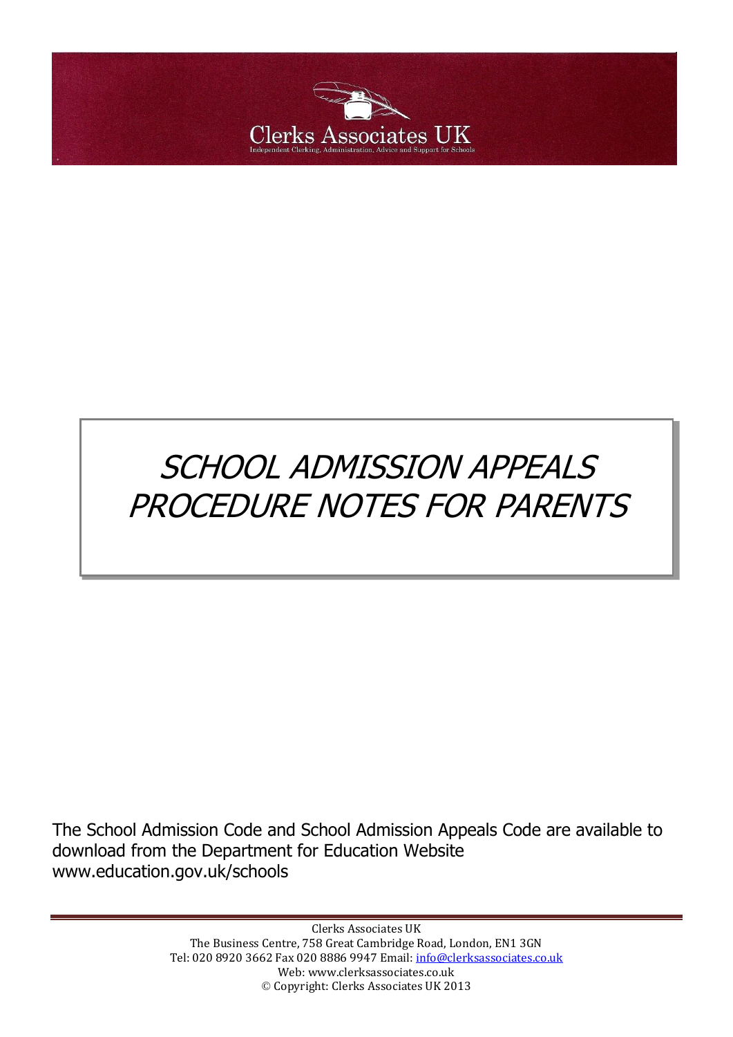Clerks Associates UK

Independent Clerking, Administration, Advice and Support for Schools

# SCHOOL ADMISSION APPEALS PROCEDURE NOTES FOR PARENTS

The School Admission Code and School Admission Appeals Code are available to download from the Department for Education Website www.education.gov.uk/schools

Clerks Associates UK
The Business Centre, 758 Great Cambridge Road, London, EN1 3GN
Tel: 020 8920 3662 Fax 020 8886 9947 Email: info@clerksassociates.co.uk
Web: www.clerksassociates.co.uk
© Copyright: Clerks Associates UK 2013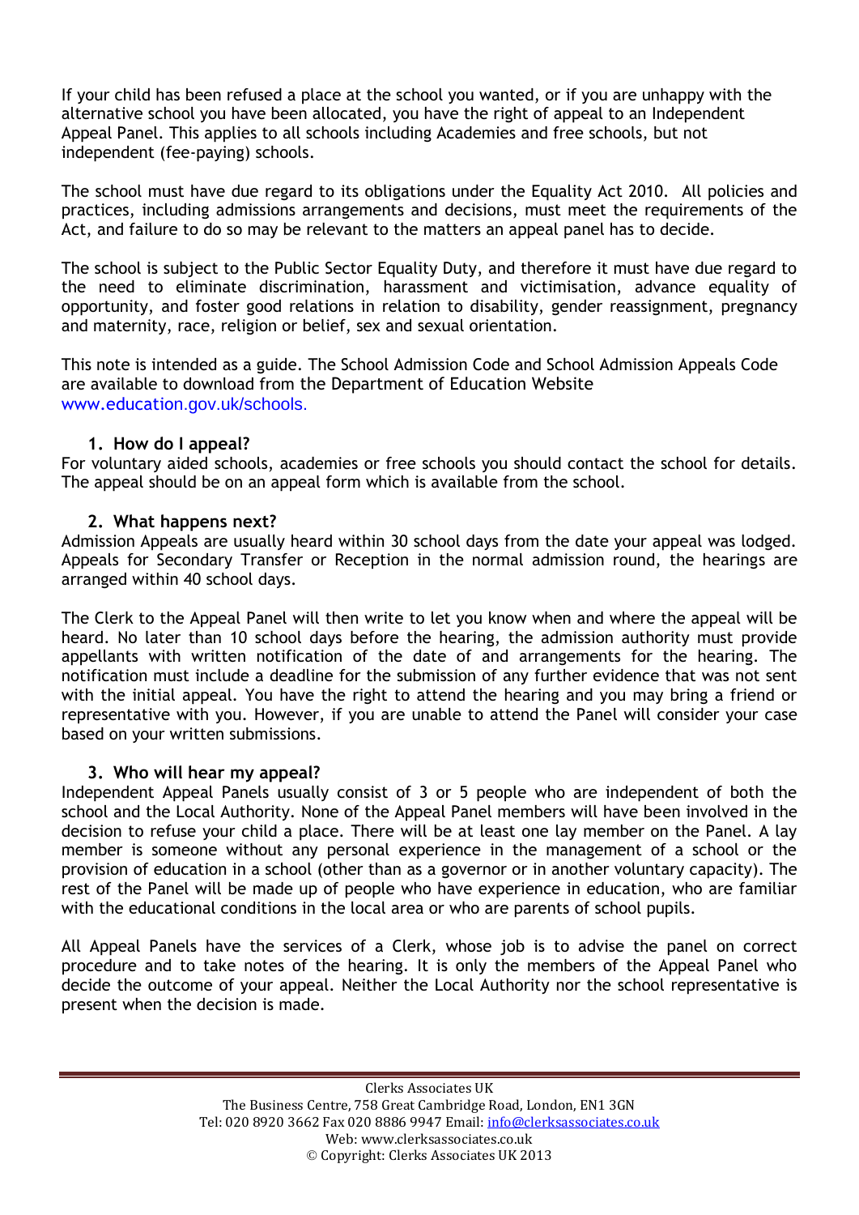If your child has been refused a place at the school you wanted, or if you are unhappy with the alternative school you have been allocated, you have the right of appeal to an Independent Appeal Panel. This applies to all schools including Academies and free schools, but not independent (fee-paying) schools.

The school must have due regard to its obligations under the Equality Act 2010. All policies and practices, including admissions arrangements and decisions, must meet the requirements of the Act, and failure to do so may be relevant to the matters an appeal panel has to decide.

The school is subject to the Public Sector Equality Duty, and therefore it must have due regard to the need to eliminate discrimination, harassment and victimisation, advance equality of opportunity, and foster good relations in relation to disability, gender reassignment, pregnancy and maternity, race, religion or belief, sex and sexual orientation.

This note is intended as a guide. The School Admission Code and School Admission Appeals Code are available to download from the Department of Education Website www.education.gov.uk/schools.

## 1. How do I appeal?

For voluntary aided schools, academies or free schools you should contact the school for details. The appeal should be on an appeal form which is available from the school.

## 2. What happens next?

Admission Appeals are usually heard within 30 school days from the date your appeal was lodged. Appeals for Secondary Transfer or Reception in the normal admission round, the hearings are arranged within 40 school days.

The Clerk to the Appeal Panel will then write to let you know when and where the appeal will be heard. No later than 10 school days before the hearing, the admission authority must provide appellants with written notification of the date of and arrangements for the hearing. The notification must include a deadline for the submission of any further evidence that was not sent with the initial appeal. You have the right to attend the hearing and you may bring a friend or representative with you. However, if you are unable to attend the Panel will consider your case based on your written submissions.

## 3. Who will hear my appeal?

Independent Appeal Panels usually consist of 3 or 5 people who are independent of both the school and the Local Authority. None of the Appeal Panel members will have been involved in the decision to refuse your child a place. There will be at least one lay member on the Panel. A lay member is someone without any personal experience in the management of a school or the provision of education in a school (other than as a governor or in another voluntary capacity). The rest of the Panel will be made up of people who have experience in education, who are familiar with the educational conditions in the local area or who are parents of school pupils.

All Appeal Panels have the services of a Clerk, whose job is to advise the panel on correct procedure and to take notes of the hearing. It is only the members of the Appeal Panel who decide the outcome of your appeal. Neither the Local Authority nor the school representative is present when the decision is made.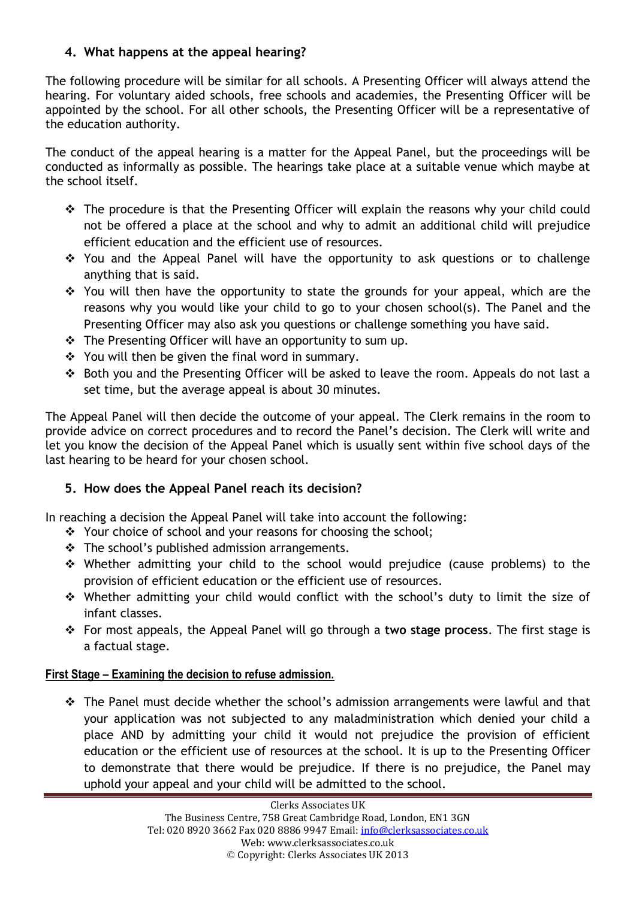## 4. What happens at the appeal hearing?

The following procedure will be similar for all schools. A Presenting Officer will always attend the hearing. For voluntary aided schools, free schools and academies, the Presenting Officer will be appointed by the school. For all other schools, the Presenting Officer will be a representative of the education authority.

The conduct of the appeal hearing is a matter for the Appeal Panel, but the proceedings will be conducted as informally as possible. The hearings take place at a suitable venue which maybe at the school itself.

- The procedure is that the Presenting Officer will explain the reasons why your child could not be offered a place at the school and why to admit an additional child will prejudice efficient education and the efficient use of resources.
- You and the Appeal Panel will have the opportunity to ask questions or to challenge anything that is said.
- You will then have the opportunity to state the grounds for your appeal, which are the reasons why you would like your child to go to your chosen school(s). The Panel and the Presenting Officer may also ask you questions or challenge something you have said.
- The Presenting Officer will have an opportunity to sum up.
- You will then be given the final word in summary.
- Both you and the Presenting Officer will be asked to leave the room. Appeals do not last a set time, but the average appeal is about 30 minutes.

The Appeal Panel will then decide the outcome of your appeal. The Clerk remains in the room to provide advice on correct procedures and to record the Panel's decision. The Clerk will write and let you know the decision of the Appeal Panel which is usually sent within five school days of the last hearing to be heard for your chosen school.

## 5. How does the Appeal Panel reach its decision?

In reaching a decision the Appeal Panel will take into account the following:

- Your choice of school and your reasons for choosing the school;
- The school's published admission arrangements.
- Whether admitting your child to the school would prejudice (cause problems) to the provision of efficient education or the efficient use of resources.
- Whether admitting your child would conflict with the school's duty to limit the size of infant classes.
- For most appeals, the Appeal Panel will go through a **two stage process**. The first stage is a factual stage.

**First Stage – Examining the decision to refuse admission.**

- The Panel must decide whether the school's admission arrangements were lawful and that your application was not subjected to any maladministration which denied your child a place AND by admitting your child it would not prejudice the provision of efficient education or the efficient use of resources at the school. It is up to the Presenting Officer to demonstrate that there would be prejudice. If there is no prejudice, the Panel may uphold your appeal and your child will be admitted to the school.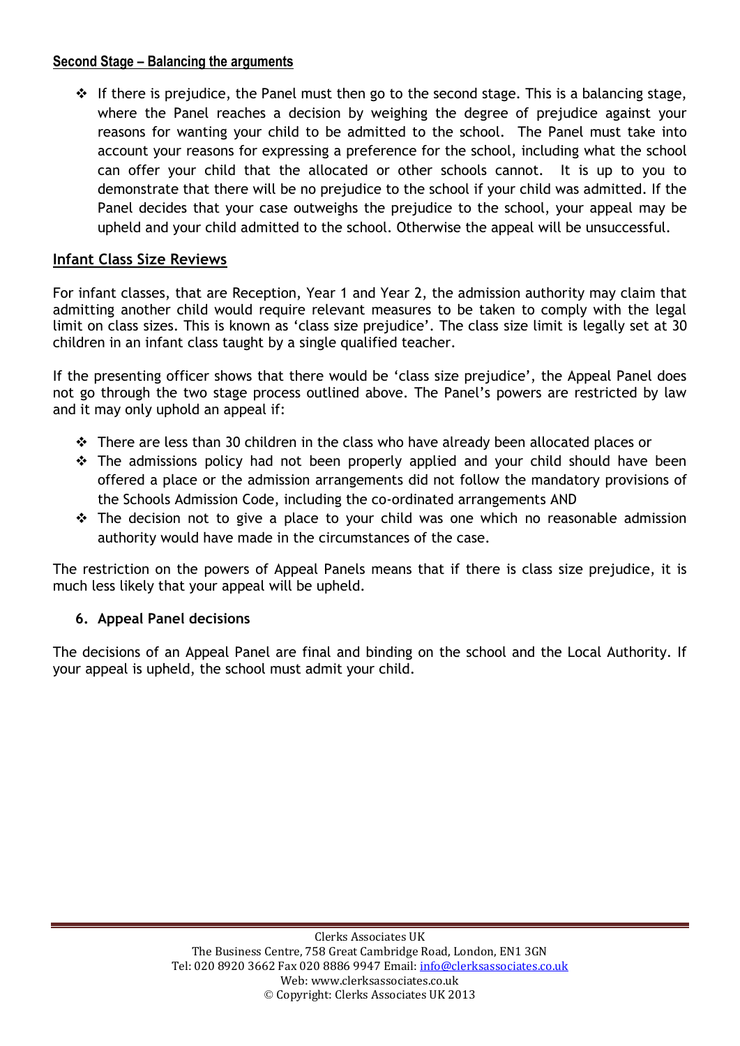### Second Stage – Balancing the arguments

- If there is prejudice, the Panel must then go to the second stage. This is a balancing stage, where the Panel reaches a decision by weighing the degree of prejudice against your reasons for wanting your child to be admitted to the school. The Panel must take into account your reasons for expressing a preference for the school, including what the school can offer your child that the allocated or other schools cannot. It is up to you to demonstrate that there will be no prejudice to the school if your child was admitted. If the Panel decides that your case outweighs the prejudice to the school, your appeal may be upheld and your child admitted to the school. Otherwise the appeal will be unsuccessful.

### Infant Class Size Reviews

For infant classes, that are Reception, Year 1 and Year 2, the admission authority may claim that admitting another child would require relevant measures to be taken to comply with the legal limit on class sizes. This is known as 'class size prejudice'. The class size limit is legally set at 30 children in an infant class taught by a single qualified teacher.

If the presenting officer shows that there would be 'class size prejudice', the Appeal Panel does not go through the two stage process outlined above. The Panel's powers are restricted by law and it may only uphold an appeal if:

- There are less than 30 children in the class who have already been allocated places or
- The admissions policy had not been properly applied and your child should have been offered a place or the admission arrangements did not follow the mandatory provisions of the Schools Admission Code, including the co-ordinated arrangements AND
- The decision not to give a place to your child was one which no reasonable admission authority would have made in the circumstances of the case.

The restriction on the powers of Appeal Panels means that if there is class size prejudice, it is much less likely that your appeal will be upheld.

## 6. Appeal Panel decisions

The decisions of an Appeal Panel are final and binding on the school and the Local Authority. If your appeal is upheld, the school must admit your child.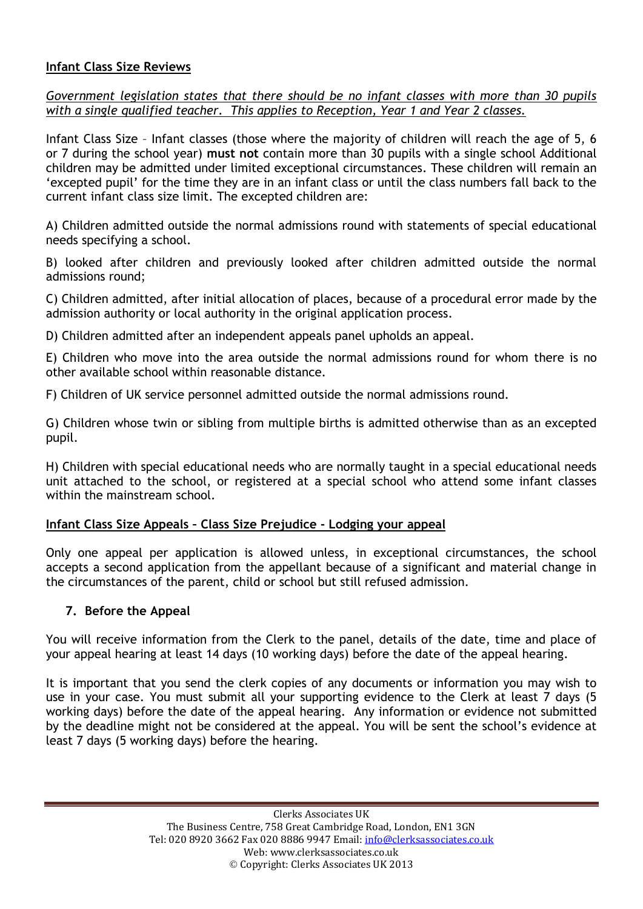**Infant Class Size Reviews**

*Government legislation states that there should be no infant classes with more than 30 pupils with a single qualified teacher. This applies to Reception, Year 1 and Year 2 classes.*

Infant Class Size – Infant classes (those where the majority of children will reach the age of 5, 6 or 7 during the school year) **must not** contain more than 30 pupils with a single school Additional children may be admitted under limited exceptional circumstances. These children will remain an 'excepted pupil' for the time they are in an infant class or until the class numbers fall back to the current infant class size limit. The excepted children are:

A) Children admitted outside the normal admissions round with statements of special educational needs specifying a school.

B) looked after children and previously looked after children admitted outside the normal admissions round;

C) Children admitted, after initial allocation of places, because of a procedural error made by the admission authority or local authority in the original application process.

D) Children admitted after an independent appeals panel upholds an appeal.

E) Children who move into the area outside the normal admissions round for whom there is no other available school within reasonable distance.

F) Children of UK service personnel admitted outside the normal admissions round.

G) Children whose twin or sibling from multiple births is admitted otherwise than as an excepted pupil.

H) Children with special educational needs who are normally taught in a special educational needs unit attached to the school, or registered at a special school who attend some infant classes within the mainstream school.

**Infant Class Size Appeals – Class Size Prejudice - Lodging your appeal**

Only one appeal per application is allowed unless, in exceptional circumstances, the school accepts a second application from the appellant because of a significant and material change in the circumstances of the parent, child or school but still refused admission.

## 7. Before the Appeal

You will receive information from the Clerk to the panel, details of the date, time and place of your appeal hearing at least 14 days (10 working days) before the date of the appeal hearing.

It is important that you send the clerk copies of any documents or information you may wish to use in your case. You must submit all your supporting evidence to the Clerk at least 7 days (5 working days) before the date of the appeal hearing. Any information or evidence not submitted by the deadline might not be considered at the appeal. You will be sent the school's evidence at least 7 days (5 working days) before the hearing.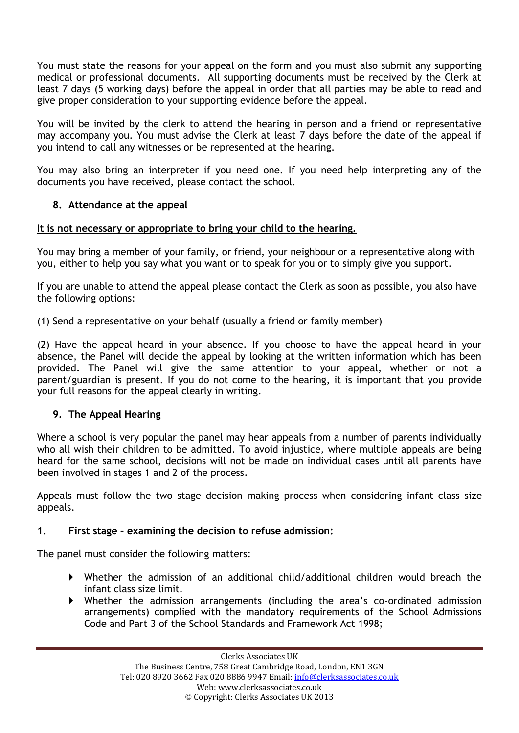You must state the reasons for your appeal on the form and you must also submit any supporting medical or professional documents. All supporting documents must be received by the Clerk at least 7 days (5 working days) before the appeal in order that all parties may be able to read and give proper consideration to your supporting evidence before the appeal.

You will be invited by the clerk to attend the hearing in person and a friend or representative may accompany you. You must advise the Clerk at least 7 days before the date of the appeal if you intend to call any witnesses or be represented at the hearing.

You may also bring an interpreter if you need one. If you need help interpreting any of the documents you have received, please contact the school.

## 8. Attendance at the appeal

**It is not necessary or appropriate to bring your child to the hearing.**

You may bring a member of your family, or friend, your neighbour or a representative along with you, either to help you say what you want or to speak for you or to simply give you support.

If you are unable to attend the appeal please contact the Clerk as soon as possible, you also have the following options:

(1) Send a representative on your behalf (usually a friend or family member)

(2) Have the appeal heard in your absence. If you choose to have the appeal heard in your absence, the Panel will decide the appeal by looking at the written information which has been provided. The Panel will give the same attention to your appeal, whether or not a parent/guardian is present. If you do not come to the hearing, it is important that you provide your full reasons for the appeal clearly in writing.

## 9. The Appeal Hearing

Where a school is very popular the panel may hear appeals from a number of parents individually who all wish their children to be admitted. To avoid injustice, where multiple appeals are being heard for the same school, decisions will not be made on individual cases until all parents have been involved in stages 1 and 2 of the process.

Appeals must follow the two stage decision making process when considering infant class size appeals.

### 1. First stage – examining the decision to refuse admission:

The panel must consider the following matters:

- Whether the admission of an additional child/additional children would breach the infant class size limit.
- Whether the admission arrangements (including the area's co-ordinated admission arrangements) complied with the mandatory requirements of the School Admissions Code and Part 3 of the School Standards and Framework Act 1998;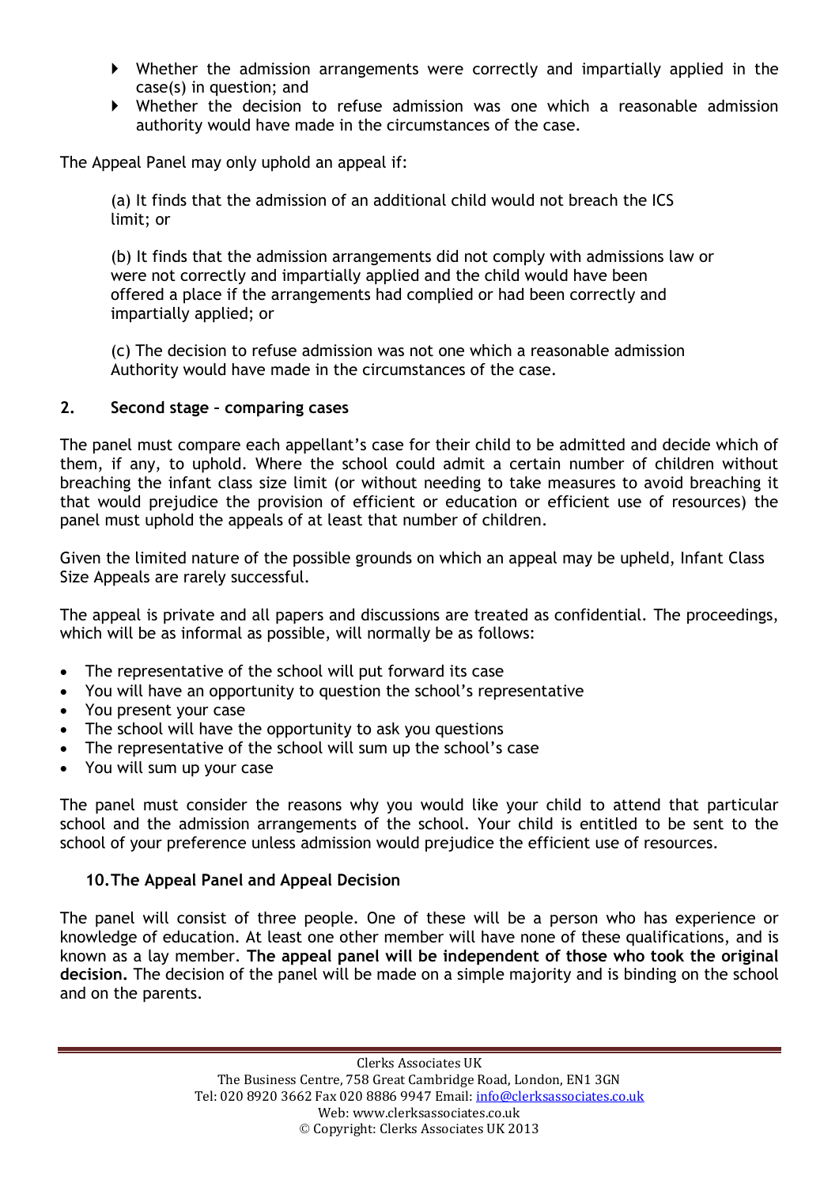- Whether the admission arrangements were correctly and impartially applied in the case(s) in question; and
- Whether the decision to refuse admission was one which a reasonable admission authority would have made in the circumstances of the case.

The Appeal Panel may only uphold an appeal if:

(a) It finds that the admission of an additional child would not breach the ICS limit; or

(b) It finds that the admission arrangements did not comply with admissions law or were not correctly and impartially applied and the child would have been offered a place if the arrangements had complied or had been correctly and impartially applied; or

(c) The decision to refuse admission was not one which a reasonable admission Authority would have made in the circumstances of the case.

**2. Second stage – comparing cases**

The panel must compare each appellant's case for their child to be admitted and decide which of them, if any, to uphold. Where the school could admit a certain number of children without breaching the infant class size limit (or without needing to take measures to avoid breaching it that would prejudice the provision of efficient or education or efficient use of resources) the panel must uphold the appeals of at least that number of children.

Given the limited nature of the possible grounds on which an appeal may be upheld, Infant Class Size Appeals are rarely successful.

The appeal is private and all papers and discussions are treated as confidential. The proceedings, which will be as informal as possible, will normally be as follows:

- The representative of the school will put forward its case
- You will have an opportunity to question the school's representative
- You present your case
- The school will have the opportunity to ask you questions
- The representative of the school will sum up the school's case
- You will sum up your case

The panel must consider the reasons why you would like your child to attend that particular school and the admission arrangements of the school. Your child is entitled to be sent to the school of your preference unless admission would prejudice the efficient use of resources.

## 10. The Appeal Panel and Appeal Decision

The panel will consist of three people. One of these will be a person who has experience or knowledge of education. At least one other member will have none of these qualifications, and is known as a lay member. **The appeal panel will be independent of those who took the original decision.** The decision of the panel will be made on a simple majority and is binding on the school and on the parents.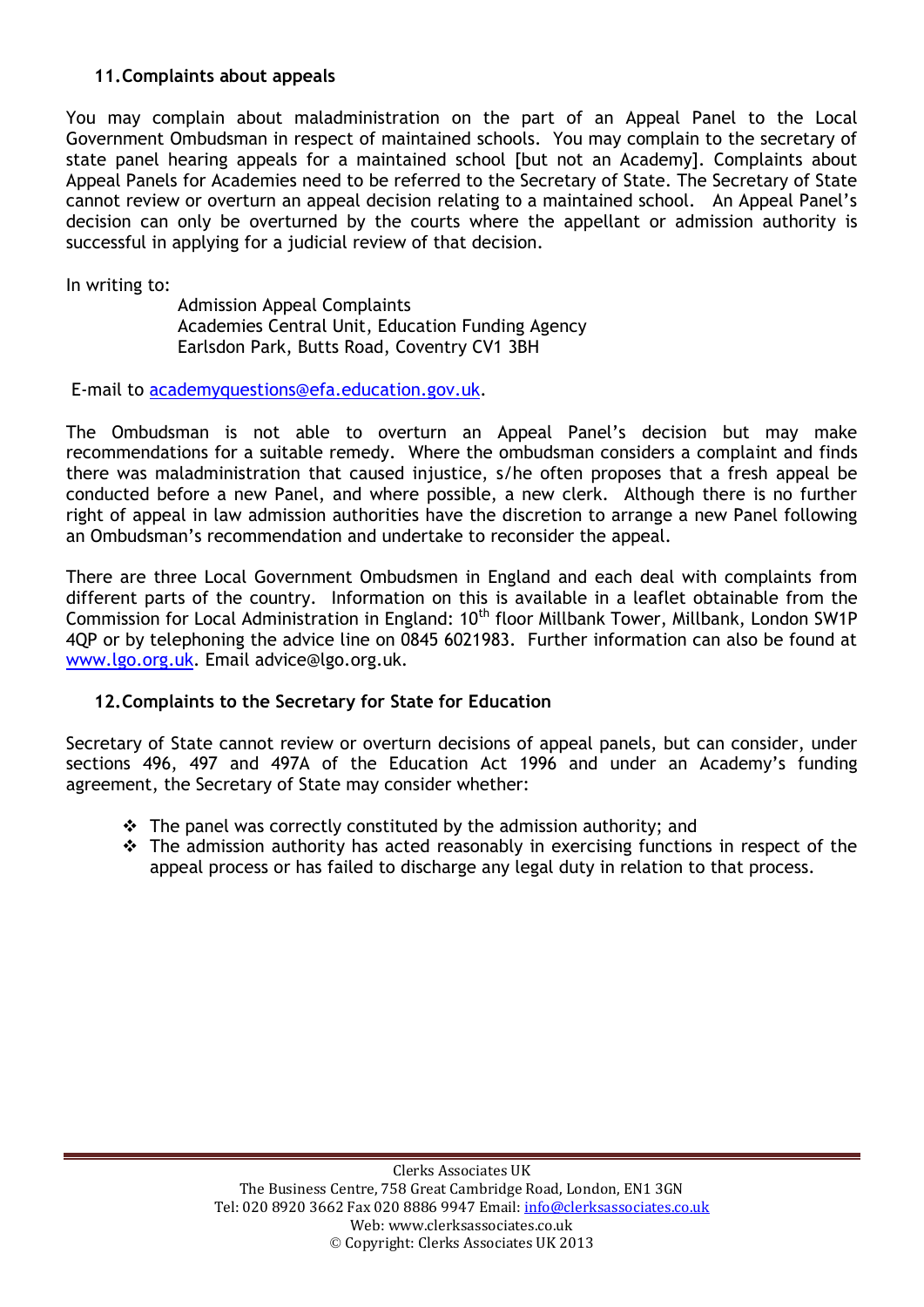## 11. Complaints about appeals

You may complain about maladministration on the part of an Appeal Panel to the Local Government Ombudsman in respect of maintained schools. You may complain to the secretary of state panel hearing appeals for a maintained school [but not an Academy]. Complaints about Appeal Panels for Academies need to be referred to the Secretary of State. The Secretary of State cannot review or overturn an appeal decision relating to a maintained school. An Appeal Panel's decision can only be overturned by the courts where the appellant or admission authority is successful in applying for a judicial review of that decision.

In writing to:

Admission Appeal Complaints
Academies Central Unit, Education Funding Agency
Earlsdon Park, Butts Road, Coventry CV1 3BH

E-mail to academyquestions@efa.education.gov.uk.

The Ombudsman is not able to overturn an Appeal Panel's decision but may make recommendations for a suitable remedy. Where the ombudsman considers a complaint and finds there was maladministration that caused injustice, s/he often proposes that a fresh appeal be conducted before a new Panel, and where possible, a new clerk. Although there is no further right of appeal in law admission authorities have the discretion to arrange a new Panel following an Ombudsman's recommendation and undertake to reconsider the appeal.

There are three Local Government Ombudsmen in England and each deal with complaints from different parts of the country. Information on this is available in a leaflet obtainable from the Commission for Local Administration in England: 10th floor Millbank Tower, Millbank, London SW1P 4QP or by telephoning the advice line on 0845 6021983. Further information can also be found at www.lgo.org.uk. Email advice@lgo.org.uk.

## 12. Complaints to the Secretary for State for Education

Secretary of State cannot review or overturn decisions of appeal panels, but can consider, under sections 496, 497 and 497A of the Education Act 1996 and under an Academy's funding agreement, the Secretary of State may consider whether:

- The panel was correctly constituted by the admission authority; and
- The admission authority has acted reasonably in exercising functions in respect of the appeal process or has failed to discharge any legal duty in relation to that process.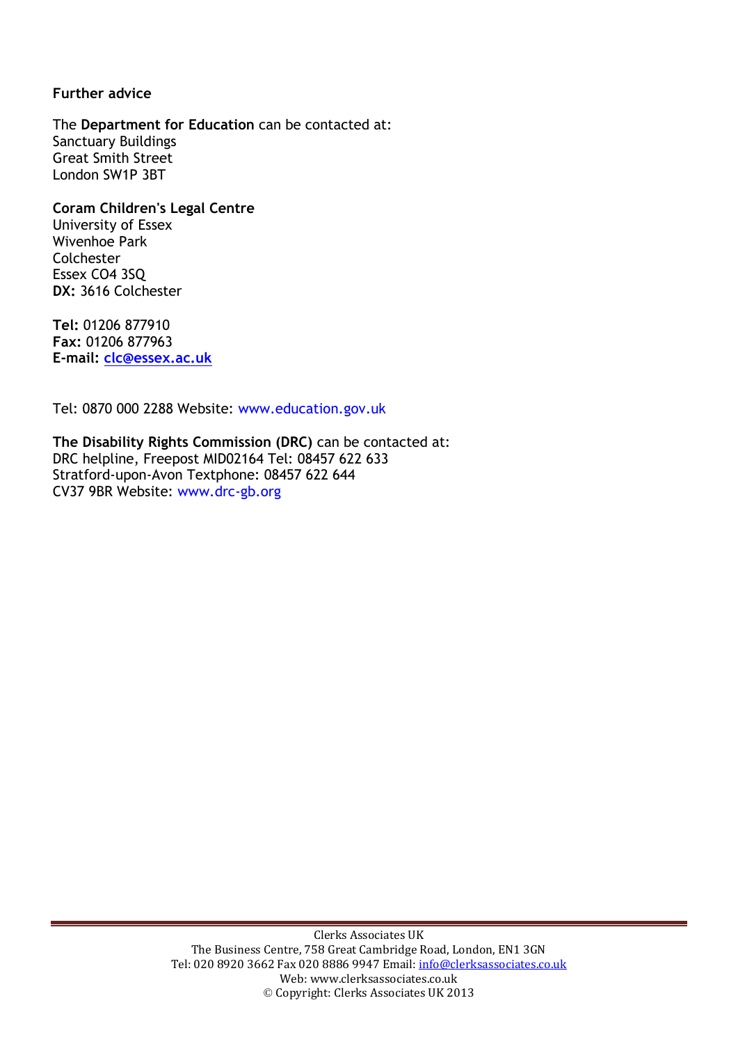**Further advice**

The **Department for Education** can be contacted at:
Sanctuary Buildings
Great Smith Street
London SW1P 3BT

**Coram Children's Legal Centre**
University of Essex
Wivenhoe Park
Colchester
Essex CO4 3SQ
**DX:** 3616 Colchester

**Tel:** 01206 877910
**Fax:** 01206 877963
**E-mail:** **clc@essex.ac.uk**

Tel: 0870 000 2288 Website: www.education.gov.uk

**The Disability Rights Commission (DRC)** can be contacted at:
DRC helpline, Freepost MID02164 Tel: 08457 622 633
Stratford-upon-Avon Textphone: 08457 622 644
CV37 9BR Website: www.drc-gb.org

Clerks Associates UK
The Business Centre, 758 Great Cambridge Road, London, EN1 3GN
Tel: 020 8920 3662 Fax 020 8886 9947 Email: info@clerksassociates.co.uk
Web: www.clerksassociates.co.uk
© Copyright: Clerks Associates UK 2013